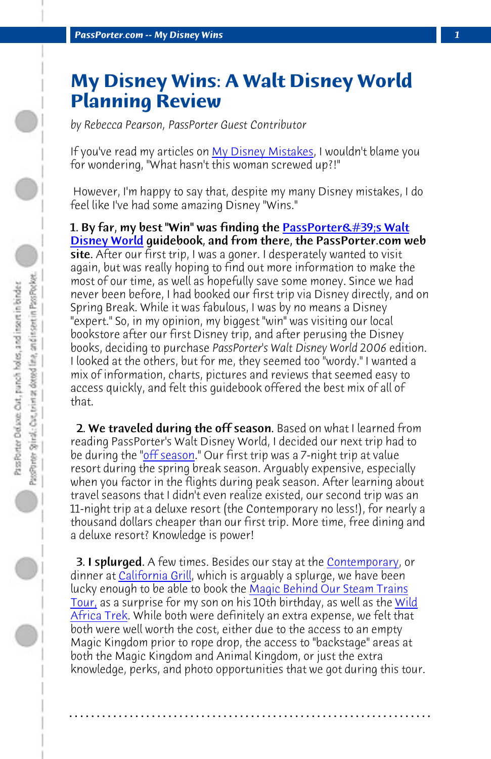# My Disney Wins: A Walt Disney World Planning Review

*by Rebecca Pearson, PassPorter Guest Contributor*

If you've read my articles on My Disney Mistakes, I wouldn't blame you for wondering, "What hasn't this woman screwed up?!"

However, I'm happy to say that, despite my many Disney mistakes, I do feel like I've had some amazing Disney "Wins."

**1. By far, my best "Win" was finding the PassPorter&#39;s Walt Disney World guidebook, and from there, the PassPorter.com web site.** After our first trip, I was a goner. I desperately wanted to visit again, but was really hoping to find out more information to make the most of our time, as well as hopefully save some money. Since we had never been before, I had booked our first trip via Disney directly, and on Spring Break. While it was fabulous, I was by no means a Disney "expert." So, in my opinion, my biggest "win" was visiting our local bookstore after our first Disney trip, and after perusing the Disney books, deciding to purchase *PassPorter's Walt Disney World 2006* edition. I looked at the others, but for me, they seemed too "wordy." I wanted a mix of information, charts, pictures and reviews that seemed easy to access quickly, and felt this guidebook offered the best mix of all of that.

**2. We traveled during the off season.** Based on what I learned from reading PassPorter's Walt Disney World, I decided our next trip had to be during the "off season." Our first trip was a 7-night trip at value resort during the spring break season. Arguably expensive, especially when you factor in the flights during peak season. After learning about travel seasons that I didn't even realize existed, our second trip was an 11-night trip at a deluxe resort (the Contemporary no less!), for nearly a thousand dollars cheaper than our first trip. More time, free dining and a deluxe resort? Knowledge is power!

**3. I splurged.** A few times. Besides our stay at the Contemporary, or dinner at California Grill, which is arguably a splurge, we have been lucky enough to be able to book the Magic Behind Our Steam Trains Tour, as a surprise for my son on his 10th birthday, as well as the Wild Africa Trek. While both were definitely an extra expense, we felt that both were well worth the cost, either due to the access to an empty Magic Kingdom prior to rope drop, the access to "backstage" areas at both the Magic Kingdom and Animal Kingdom, or just the extra knowledge, perks, and photo opportunities that we got during this tour.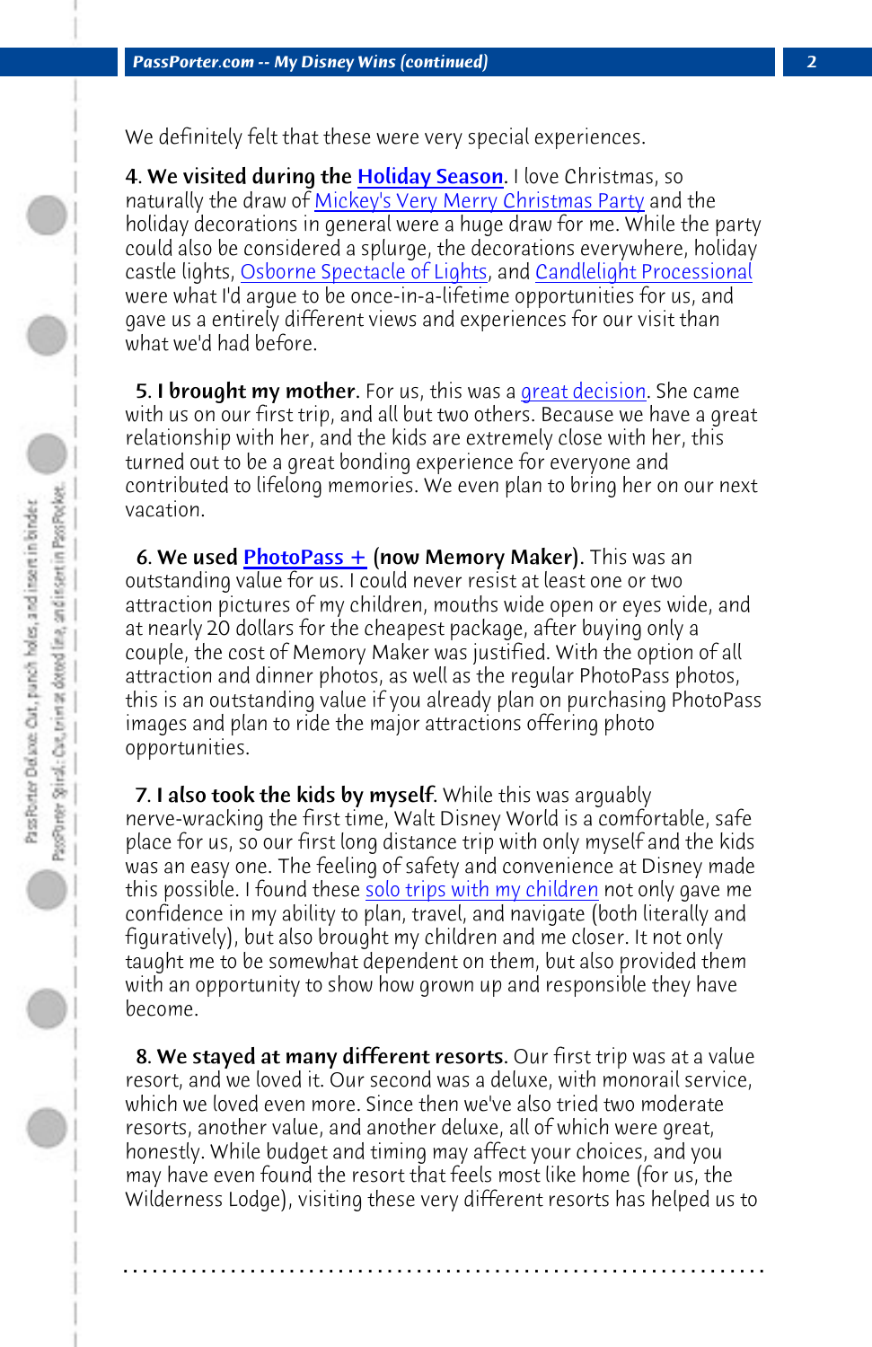We definitely felt that these were very special experiences.

**4. We visited during the Holiday Season**. I love Christmas, so naturally the draw of Mickey's Very Merry Christmas Party and the holiday decorations in general were a huge draw for me. While the party could also be considered a splurge, the decorations everywhere, holiday castle lights, Osborne Spectacle of Lights, and Candlelight Processional were what I'd argue to be once-in-a-lifetime opportunities for us, and gave us a entirely different views and experiences for our visit than what we'd had before.

**5. I brought my mother**. For us, this was a great decision. She came with us on our first trip, and all but two others. Because we have a great relationship with her, and the kids are extremely close with her, this turned out to be a great bonding experience for everyone and contributed to lifelong memories. We even plan to bring her on our next vacation.

**6. We used PhotoPass + (now Memory Maker)**. This was an outstanding value for us. I could never resist at least one or two attraction pictures of my children, mouths wide open or eyes wide, and at nearly 20 dollars for the cheapest package, after buying only a couple, the cost of Memory Maker was justified. With the option of all attraction and dinner photos, as well as the regular PhotoPass photos, this is an outstanding value if you already plan on purchasing PhotoPass images and plan to ride the major attractions offering photo opportunities.

**7. I also took the kids by myself**. While this was arguably nerve-wracking the first time, Walt Disney World is a comfortable, safe place for us, so our first long distance trip with only myself and the kids was an easy one. The feeling of safety and convenience at Disney made this possible. I found these solo trips with my children not only gave me confidence in my ability to plan, travel, and navigate (both literally and figuratively), but also brought my children and me closer. It not only taught me to be somewhat dependent on them, but also provided them with an opportunity to show how grown up and responsible they have become.

**8. We stayed at many different resorts**. Our first trip was at a value resort, and we loved it. Our second was a deluxe, with monorail service, which we loved even more. Since then we've also tried two moderate resorts, another value, and another deluxe, all of which were great, honestly. While budget and timing may affect your choices, and you may have even found the resort that feels most like home (for us, the Wilderness Lodge), visiting these very different resorts has helped us to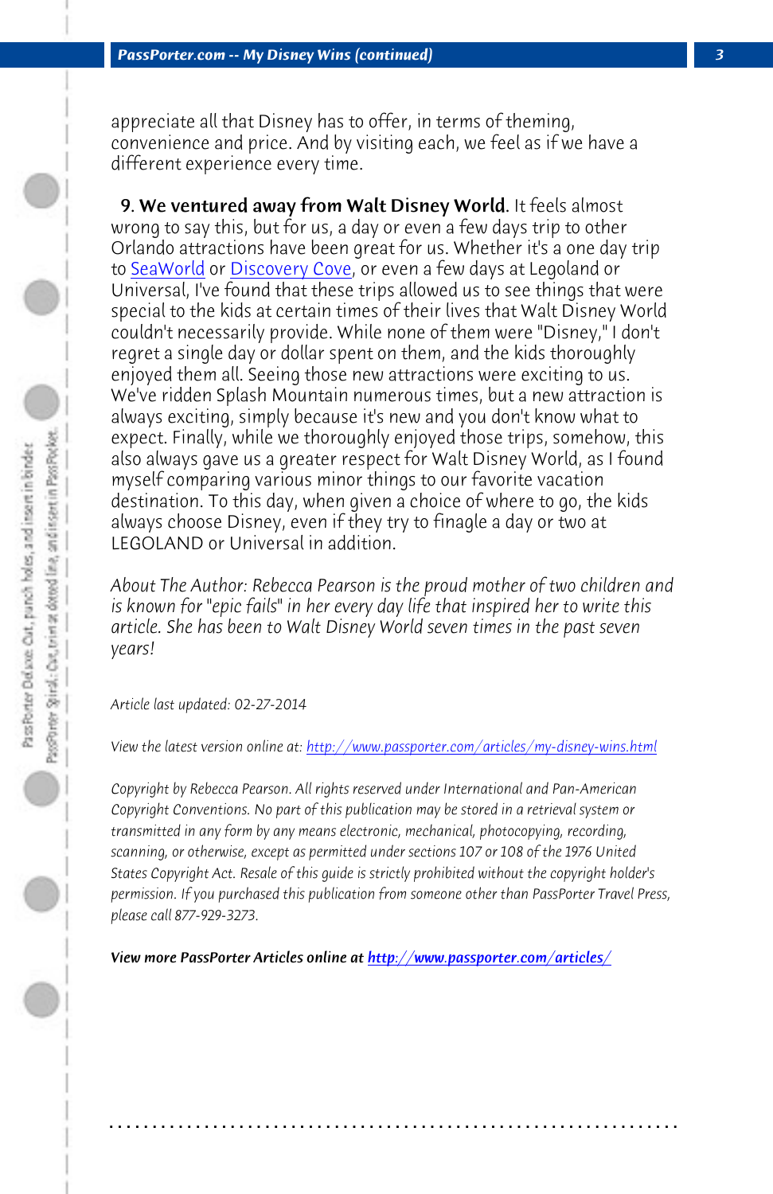appreciate all that Disney has to offer, in terms of theming, convenience and price. And by visiting each, we feel as if we have a different experience every time.

9. **We ventured away from Walt Disney World**. It feels almost wrong to say this, but for us, a day or even a few days trip to other Orlando attractions have been great for us. Whether it's a one day trip to SeaWorld or Discovery Cove, or even a few days at Legoland or Universal, I've found that these trips allowed us to see things that were special to the kids at certain times of their lives that Walt Disney World couldn't necessarily provide. While none of them were "Disney," I don't regret a single day or dollar spent on them, and the kids thoroughly enjoyed them all. Seeing those new attractions were exciting to us. We've ridden Splash Mountain numerous times, but a new attraction is always exciting, simply because it's new and you don't know what to expect. Finally, while we thoroughly enjoyed those trips, somehow, this also always gave us a greater respect for Walt Disney World, as I found myself comparing various minor things to our favorite vacation destination. To this day, when given a choice of where to go, the kids always choose Disney, even if they try to finagle a day or two at LEGOLAND or Universal in addition.

*About The Author: Rebecca Pearson is the proud mother of two children and is known for "epic fails" in her every day life that inspired her to write this article. She has been to Walt Disney World seven times in the past seven years!*

*Article last updated: 02-27-2014*

*View the latest version online at: http://www.passporter.com/articles/my-disney-wins.html*

*Copyright by Rebecca Pearson. All rights reserved under International and Pan-American Copyright Conventions. No part of this publication may be stored in a retrieval system or transmitted in any form by any means electronic, mechanical, photocopying, recording, scanning, or otherwise, except as permitted under sections 107 or 108 of the 1976 United States Copyright Act. Resale of this guide is strictly prohibited without the copyright holder's permission. If you purchased this publication from someone other than PassPorter Travel Press, please call 877-929-3273.*

***View more PassPorter Articles online at http://www.passporter.com/articles/***